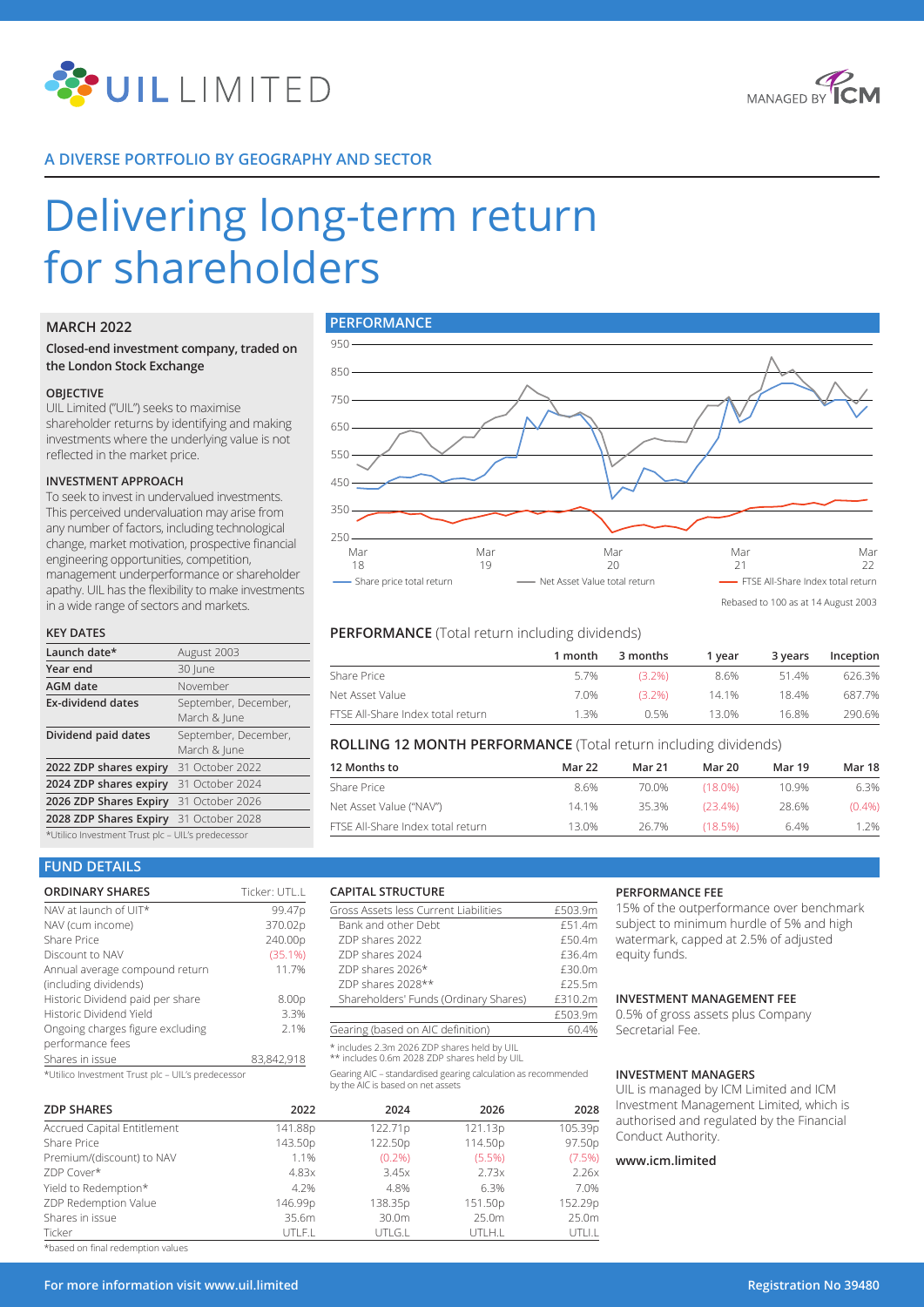# UIL LIMITED

MANAGED BY ICM

## A DIVERSE PORTFOLIO BY GEOGRAPHY AND SECTOR

# Delivering long-term return for shareholders

## MARCH 2022

**Closed-end investment company, traded on the London Stock Exchange**

### OBJECTIVE

UIL Limited ("UIL") seeks to maximise shareholder returns by identifying and making investments where the underlying value is not reflected in the market price.

### INVESTMENT APPROACH

To seek to invest in undervalued investments. This perceived undervaluation may arise from any number of factors, including technological change, market motivation, prospective financial engineering opportunities, competition, management underperformance or shareholder apathy. UIL has the flexibility to make investments in a wide range of sectors and markets.

### KEY DATES

| | |
|---|---|
| **Launch date*** | August 2003 |
| **Year end** | 30 June |
| **AGM date** | November |
| **Ex-dividend dates** | September, December, March & June |
| **Dividend paid dates** | September, December, March & June |
| **2022 ZDP shares expiry** | 31 October 2022 |
| **2024 ZDP shares expiry** | 31 October 2024 |
| **2026 ZDP Shares Expiry** | 31 October 2026 |
| **2028 ZDP Shares Expiry** | 31 October 2028 |

*Utilico Investment Trust plc – UIL's predecessor

## PERFORMANCE

Share price total return — Net Asset Value total return — FTSE All-Share Index total return

Rebased to 100 as at 14 August 2003

## PERFORMANCE (Total return including dividends)

| | 1 month | 3 months | 1 year | 3 years | Inception |
|---|---|---|---|---|---|
| Share Price | 5.7% | (3.2%) | 8.6% | 51.4% | 626.3% |
| Net Asset Value | 7.0% | (3.2%) | 14.1% | 18.4% | 687.7% |
| FTSE All-Share Index total return | 1.3% | 0.5% | 13.0% | 16.8% | 290.6% |

## ROLLING 12 MONTH PERFORMANCE (Total return including dividends)

| 12 Months to | Mar 22 | Mar 21 | Mar 20 | Mar 19 | Mar 18 |
|---|---|---|---|---|---|
| Share Price | 8.6% | 70.0% | (18.0%) | 10.9% | 6.3% |
| Net Asset Value ("NAV") | 14.1% | 35.3% | (23.4%) | 28.6% | (0.4%) |
| FTSE All-Share Index total return | 13.0% | 26.7% | (18.5%) | 6.4% | 1.2% |

## FUND DETAILS

| ORDINARY SHARES | Ticker: UTL.L |
|---|---|
| NAV at launch of UIT* | 99.47p |
| NAV (cum income) | 370.02p |
| Share Price | 240.00p |
| Discount to NAV | (35.1%) |
| Annual average compound return (including dividends) | 11.7% |
| Historic Dividend paid per share | 8.00p |
| Historic Dividend Yield | 3.3% |
| Ongoing charges figure excluding performance fees | 2.1% |
| Shares in issue | 83,842,918 |

*Utilico Investment Trust plc – UIL's predecessor

| CAPITAL STRUCTURE | |
|---|---|
| Gross Assets less Current Liabilities | £503.9m |
| Bank and other Debt | £51.4m |
| ZDP shares 2022 | £50.4m |
| ZDP shares 2024 | £36.4m |
| ZDP shares 2026* | £30.0m |
| ZDP shares 2028** | £25.5m |
| Shareholders' Funds (Ordinary Shares) | £310.2m |
| | £503.9m |
| Gearing (based on AIC definition) | 60.4% |

\* includes 2.3m 2026 ZDP shares held by UIL
\*\* includes 0.6m 2028 ZDP shares held by UIL

Gearing AIC – standardised gearing calculation as recommended by the AIC is based on net assets

### PERFORMANCE FEE

15% of the outperformance over benchmark subject to minimum hurdle of 5% and high watermark, capped at 2.5% of adjusted equity funds.

### INVESTMENT MANAGEMENT FEE

0.5% of gross assets plus Company Secretarial Fee.

### INVESTMENT MANAGERS

UIL is managed by ICM Limited and ICM Investment Management Limited, which is authorised and regulated by the Financial Conduct Authority.

**www.icm.limited**

| ZDP SHARES | 2022 | 2024 | 2026 | 2028 |
|---|---|---|---|---|
| Accrued Capital Entitlement | 141.88p | 122.71p | 121.13p | 105.39p |
| Share Price | 143.50p | 122.50p | 114.50p | 97.50p |
| Premium/(discount) to NAV | 1.1% | (0.2%) | (5.5%) | (7.5%) |
| ZDP Cover* | 4.83x | 3.45x | 2.73x | 2.26x |
| Yield to Redemption* | 4.2% | 4.8% | 6.3% | 7.0% |
| ZDP Redemption Value | 146.99p | 138.35p | 151.50p | 152.29p |
| Shares in issue | 35.6m | 30.0m | 25.0m | 25.0m |
| Ticker | UTLF.L | UTLG.L | UTLH.L | UTLI.L |

*based on final redemption values

**For more information visit www.uil.limited** — **Registration No 39480**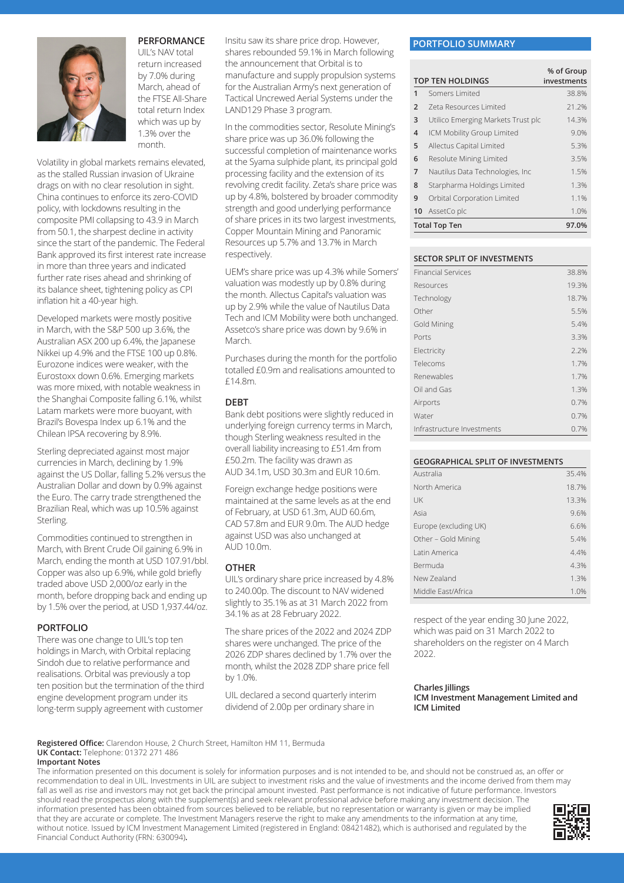## PERFORMANCE

UIL's NAV total return increased by 7.0% during March, ahead of the FTSE All-Share total return Index which was up by 1.3% over the month.

Volatility in global markets remains elevated, as the stalled Russian invasion of Ukraine drags on with no clear resolution in sight. China continues to enforce its zero-COVID policy, with lockdowns resulting in the composite PMI collapsing to 43.9 in March from 50.1, the sharpest decline in activity since the start of the pandemic. The Federal Bank approved its first interest rate increase in more than three years and indicated further rate rises ahead and shrinking of its balance sheet, tightening policy as CPI inflation hit a 40-year high.

Developed markets were mostly positive in March, with the S&P 500 up 3.6%, the Australian ASX 200 up 6.4%, the Japanese Nikkei up 4.9% and the FTSE 100 up 0.8%. Eurozone indices were weaker, with the Eurostoxx down 0.6%. Emerging markets was more mixed, with notable weakness in the Shanghai Composite falling 6.1%, whilst Latam markets were more buoyant, with Brazil's Bovespa Index up 6.1% and the Chilean IPSA recovering by 8.9%.

Sterling depreciated against most major currencies in March, declining by 1.9% against the US Dollar, falling 5.2% versus the Australian Dollar and down by 0.9% against the Euro. The carry trade strengthened the Brazilian Real, which was up 10.5% against Sterling.

Commodities continued to strengthen in March, with Brent Crude Oil gaining 6.9% in March, ending the month at USD 107.91/bbl. Copper was also up 6.9%, while gold briefly traded above USD 2,000/oz early in the month, before dropping back and ending up by 1.5% over the period, at USD 1,937.44/oz.

## PORTFOLIO

There was one change to UIL's top ten holdings in March, with Orbital replacing Sindoh due to relative performance and realisations. Orbital was previously a top ten position but the termination of the third engine development program under its long-term supply agreement with customer Insitu saw its share price drop. However, shares rebounded 59.1% in March following the announcement that Orbital is to manufacture and supply propulsion systems for the Australian Army's next generation of Tactical Uncrewed Aerial Systems under the LAND129 Phase 3 program.

In the commodities sector, Resolute Mining's share price was up 36.0% following the successful completion of maintenance works at the Syama sulphide plant, its principal gold processing facility and the extension of its revolving credit facility. Zeta's share price was up by 4.8%, bolstered by broader commodity strength and good underlying performance of share prices in its two largest investments, Copper Mountain Mining and Panoramic Resources up 5.7% and 13.7% in March respectively.

UEM's share price was up 4.3% while Somers' valuation was modestly up by 0.8% during the month. Allectus Capital's valuation was up by 2.9% while the value of Nautilus Data Tech and ICM Mobility were both unchanged. Assetco's share price was down by 9.6% in March.

Purchases during the month for the portfolio totalled £0.9m and realisations amounted to £14.8m.

## DEBT

Bank debt positions were slightly reduced in underlying foreign currency terms in March, though Sterling weakness resulted in the overall liability increasing to £51.4m from £50.2m. The facility was drawn as AUD 34.1m, USD 30.3m and EUR 10.6m.

Foreign exchange hedge positions were maintained at the same levels as at the end of February, at USD 61.3m, AUD 60.6m, CAD 57.8m and EUR 9.0m. The AUD hedge against USD was also unchanged at AUD 10.0m.

## OTHER

UIL's ordinary share price increased by 4.8% to 240.00p. The discount to NAV widened slightly to 35.1% as at 31 March 2022 from 34.1% as at 28 February 2022.

The share prices of the 2022 and 2024 ZDP shares were unchanged. The price of the 2026 ZDP shares declined by 1.7% over the month, whilst the 2028 ZDP share price fell by 1.0%.

UIL declared a second quarterly interim dividend of 2.00p per ordinary share in respect of the year ending 30 June 2022, which was paid on 31 March 2022 to shareholders on the register on 4 March 2022.

**Charles Jillings**
**ICM Investment Management Limited and ICM Limited**

## PORTFOLIO SUMMARY

| | TOP TEN HOLDINGS | % of Group investments |
|---|---|---|
| 1 | Somers Limited | 38.8% |
| 2 | Zeta Resources Limited | 21.2% |
| 3 | Utilico Emerging Markets Trust plc | 14.3% |
| 4 | ICM Mobility Group Limited | 9.0% |
| 5 | Allectus Capital Limited | 5.3% |
| 6 | Resolute Mining Limited | 3.5% |
| 7 | Nautilus Data Technologies, Inc | 1.5% |
| 8 | Starpharma Holdings Limited | 1.3% |
| 9 | Orbital Corporation Limited | 1.1% |
| 10 | AssetCo plc | 1.0% |
| | **Total Top Ten** | **97.0%** |

| SECTOR SPLIT OF INVESTMENTS | |
|---|---|
| Financial Services | 38.8% |
| Resources | 19.3% |
| Technology | 18.7% |
| Other | 5.5% |
| Gold Mining | 5.4% |
| Ports | 3.3% |
| Electricity | 2.2% |
| Telecoms | 1.7% |
| Renewables | 1.7% |
| Oil and Gas | 1.3% |
| Airports | 0.7% |
| Water | 0.7% |
| Infrastructure Investments | 0.7% |

| GEOGRAPHICAL SPLIT OF INVESTMENTS | |
|---|---|
| Australia | 35.4% |
| North America | 18.7% |
| UK | 13.3% |
| Asia | 9.6% |
| Europe (excluding UK) | 6.6% |
| Other – Gold Mining | 5.4% |
| Latin America | 4.4% |
| Bermuda | 4.3% |
| New Zealand | 1.3% |
| Middle East/Africa | 1.0% |

**Registered Office:** Clarendon House, 2 Church Street, Hamilton HM 11, Bermuda
**UK Contact:** Telephone: 01372 271 486
**Important Notes**
The information presented on this document is solely for information purposes and is not intended to be, and should not be construed as, an offer or recommendation to deal in UIL. Investments in UIL are subject to investment risks and the value of investments and the income derived from them may fall as well as rise and investors may not get back the principal amount invested. Past performance is not indicative of future performance. Investors should read the prospectus along with the supplement(s) and seek relevant professional advice before making any investment decision. The information presented has been obtained from sources believed to be reliable, but no representation or warranty is given or may be implied that they are accurate or complete. The Investment Managers reserve the right to make any amendments to the information at any time, without notice. Issued by ICM Investment Management Limited (registered in England: 08421482), which is authorised and regulated by the Financial Conduct Authority (FRN: 630094).